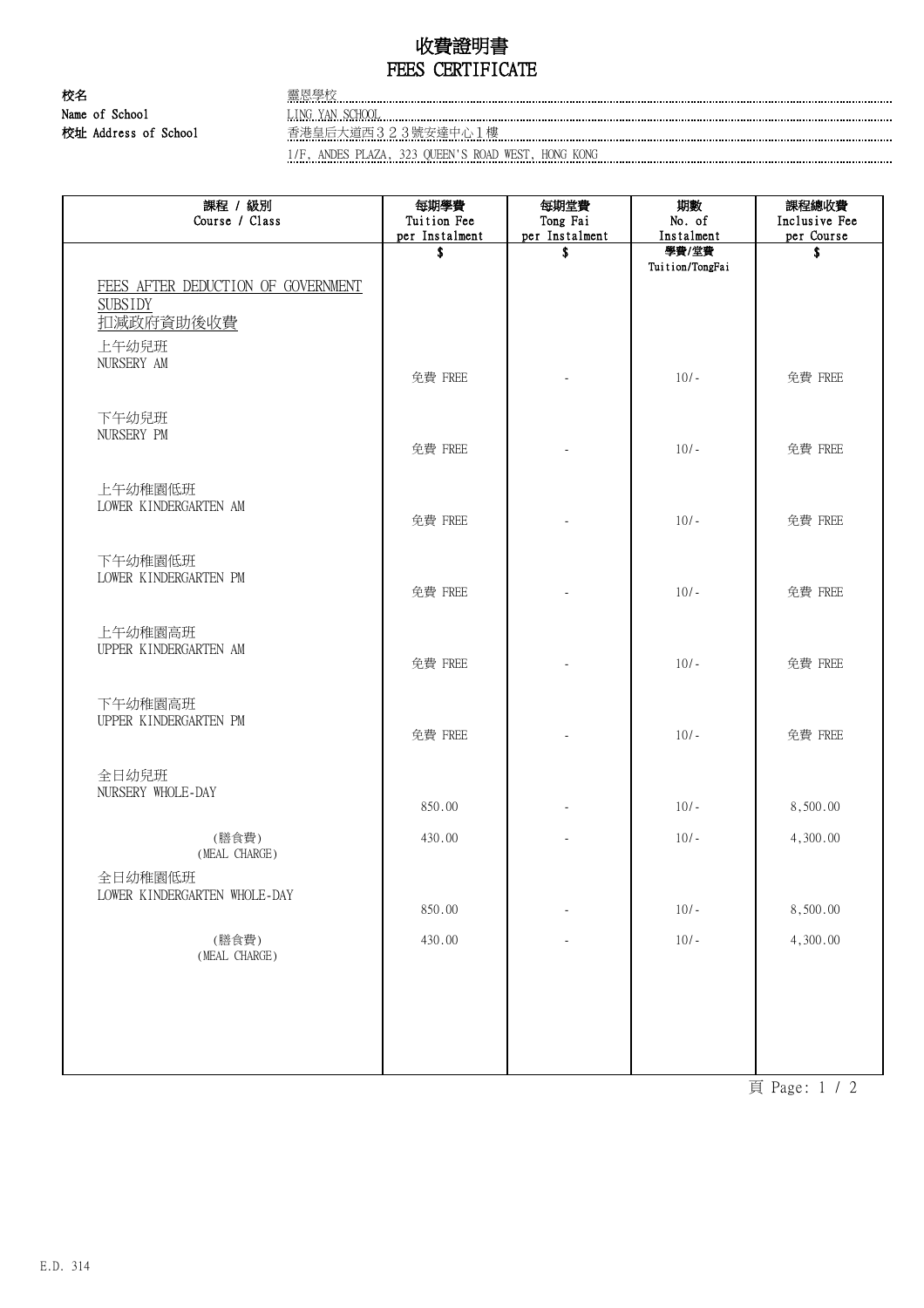# 收費證明書
# FEES CERTIFICATE

**校名**
**Name of School** 靈恩學校
LING YAN SCHOOL

**校址 Address of School** 香港皇后大道西３２３號安達中心１樓
1/F, ANDES PLAZA, 323 QUEEN'S ROAD WEST, HONG KONG

| 課程 / 級別<br>Course / Class | 每期學費<br>Tuition Fee<br>per Instalment<br>$ | 每期堂費<br>Tong Fai<br>per Instalment<br>$ | 期數<br>No. of<br>Instalment<br>學費/堂費<br>Tuition/TongFai | 課程總收費<br>Inclusive Fee<br>per Course<br>$ |
|---|---|---|---|---|
| FEES AFTER DEDUCTION OF GOVERNMENT SUBSIDY<br>扣減政府資助後收費 | | | | |
| 上午幼兒班<br>NURSERY AM | 免費 FREE | - | 10/- | 免費 FREE |
| 下午幼兒班<br>NURSERY PM | 免費 FREE | - | 10/- | 免費 FREE |
| 上午幼稚園低班<br>LOWER KINDERGARTEN AM | 免費 FREE | - | 10/- | 免費 FREE |
| 下午幼稚園低班<br>LOWER KINDERGARTEN PM | 免費 FREE | - | 10/- | 免費 FREE |
| 上午幼稚園高班<br>UPPER KINDERGARTEN AM | 免費 FREE | - | 10/- | 免費 FREE |
| 下午幼稚園高班<br>UPPER KINDERGARTEN PM | 免費 FREE | - | 10/- | 免費 FREE |
| 全日幼兒班<br>NURSERY WHOLE-DAY | 850.00 | - | 10/- | 8,500.00 |
| (膳食費)<br>(MEAL CHARGE) | 430.00 | - | 10/- | 4,300.00 |
| 全日幼稚園低班<br>LOWER KINDERGARTEN WHOLE-DAY | 850.00 | - | 10/- | 8,500.00 |
| (膳食費)<br>(MEAL CHARGE) | 430.00 | - | 10/- | 4,300.00 |

E.D. 314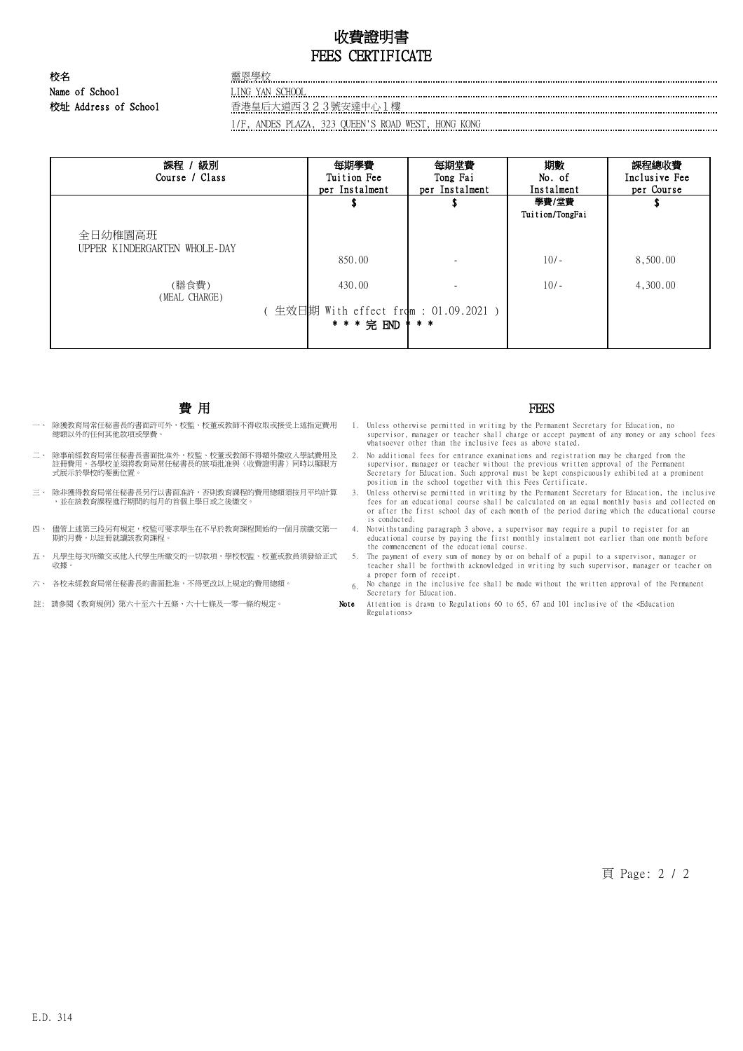# 收費證明書
# FEES CERTIFICATE

**校名** 靈恩學校
**Name of School** LING YAN SCHOOL
**校址 Address of School** 香港皇后大道西３２３號安達中心１樓
1/F, ANDES PLAZA, 323 QUEEN'S ROAD WEST, HONG KONG

| 課程 / 級別<br>Course / Class | 每期學費<br>Tuition Fee<br>per Instalment | 每期堂費<br>Tong Fai<br>per Instalment | 期數<br>No. of<br>Instalment | 課程總收費<br>Inclusive Fee<br>per Course |
|---|---|---|---|---|
| | $ | $ | 學費/堂費<br>Tuition/TongFai | $ |
| 全日幼稚園高班<br>UPPER KINDERGARTEN WHOLE-DAY | 850.00 | - | 10/- | 8,500.00 |
| (膳食費)<br>(MEAL CHARGE) | 430.00 | - | 10/- | 4,300.00 |
| ( 生效日期 With effect from : 01.09.2021 )<br>* * * 完 END * * * | | | | |

## 費 用

一、 除獲教育局常任秘書長的書面許可外，校監、校董或教師不得收取或接受上述指定費用總額以外的任何其他款項或學費。

二、 除事前經教育局常任秘書長書面批准外，校監、校董或教師不得額外徵收入學試費用及註冊費用。各學校並須將教育局常任秘書長的該項批准與〈收費證明書〉同時以顯眼方式展示於學校的要衝位置。

三、 除非獲得教育局常任秘書長另行以書面准許，否則教育課程的費用總額須按月平均計算，並在該教育課程進行期間的每月的首個上學日或之後繳交。

四、 儘管上述第三段另有規定，校監可要求學生在不早於教育課程開始的一個月前繳交第一期的月費，以註冊就讀該教育課程。

五、 凡學生每次所繳交或他人代學生所繳交的一切款項，學校校監、校董或教員須發給正式收據。

六、 各校未經教育局常任秘書長的書面批准，不得更改以上規定的費用總額。

註: 請參閱《教育規例》第六十至六十五條、六十七條及一零一條的規定。

## FEES

1. Unless otherwise permitted in writing by the Permanent Secretary for Education, no supervisor, manager or teacher shall charge or accept payment of any money or any school fees whatsoever other than the inclusive fees as above stated.
2. No additional fees for entrance examinations and registration may be charged from the supervisor, manager or teacher without the previous written approval of the Permanent Secretary for Education. Such approval must be kept conspicuously exhibited at a prominent position in the school together with this Fees Certificate.
3. Unless otherwise permitted in writing by the Permanent Secretary for Education, the inclusive fees for an educational course shall be calculated on an equal monthly basis and collected on or after the first school day of each month of the period during which the educational course is conducted.
4. Notwithstanding paragraph 3 above, a supervisor may require a pupil to register for an educational course by paying the first monthly instalment not earlier than one month before the commencement of the educational course.
5. The payment of every sum of money by or on behalf of a pupil to a supervisor, manager or teacher shall be forthwith acknowledged in writing by such supervisor, manager or teacher on a proper form of receipt.
6. No change in the inclusive fee shall be made without the written approval of the Permanent Secretary for Education.

**Note** Attention is drawn to Regulations 60 to 65, 67 and 101 inclusive of the <Education Regulations>

E.D. 314